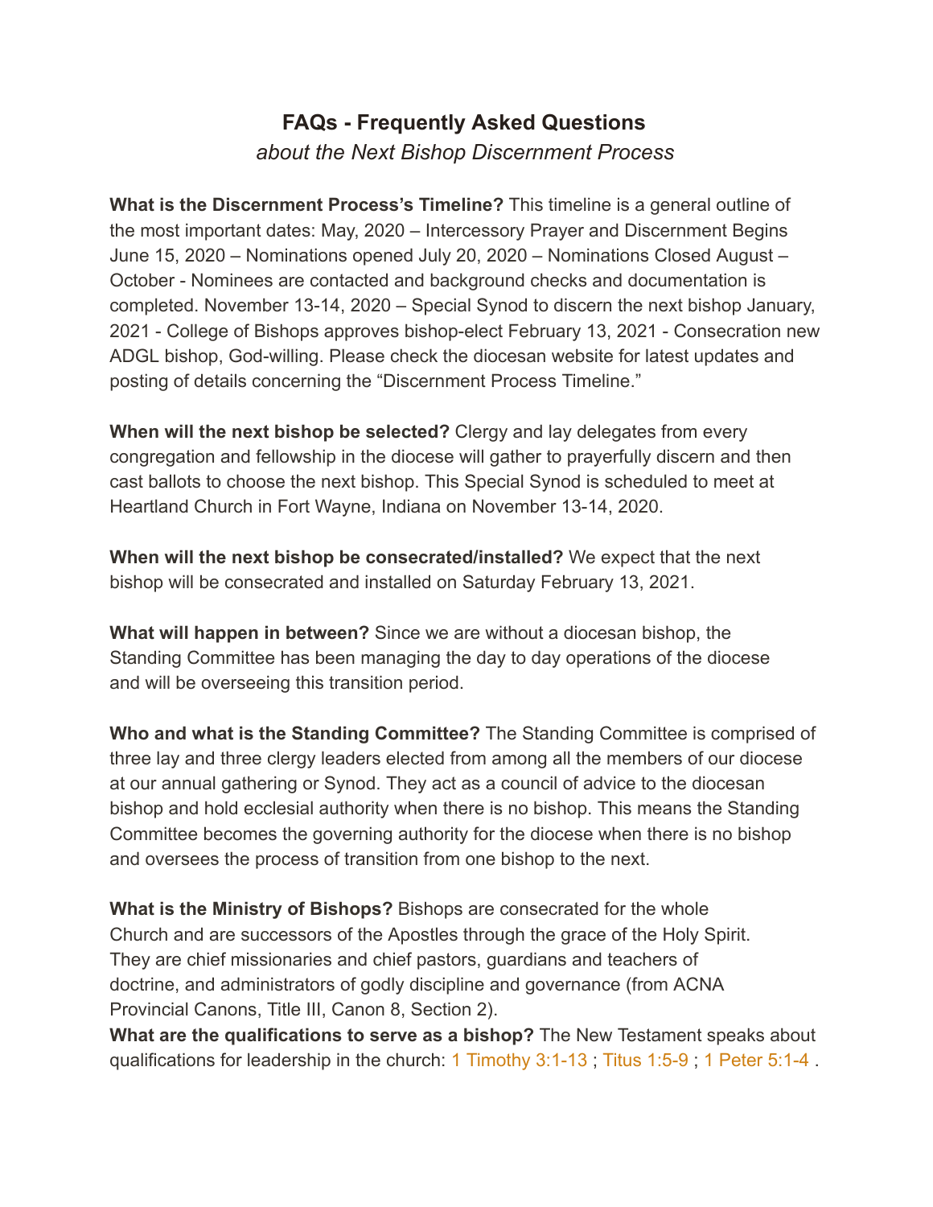# FAQs - Frequently Asked Questions

*about the Next Bishop Discernment Process*

**What is the Discernment Process's Timeline?** This timeline is a general outline of the most important dates: May, 2020 – Intercessory Prayer and Discernment Begins June 15, 2020 – Nominations opened July 20, 2020 – Nominations Closed August – October - Nominees are contacted and background checks and documentation is completed. November 13-14, 2020 – Special Synod to discern the next bishop January, 2021 - College of Bishops approves bishop-elect February 13, 2021 - Consecration new ADGL bishop, God-willing. Please check the diocesan website for latest updates and posting of details concerning the "Discernment Process Timeline."

**When will the next bishop be selected?** Clergy and lay delegates from every congregation and fellowship in the diocese will gather to prayerfully discern and then cast ballots to choose the next bishop. This Special Synod is scheduled to meet at Heartland Church in Fort Wayne, Indiana on November 13-14, 2020.

**When will the next bishop be consecrated/installed?** We expect that the next bishop will be consecrated and installed on Saturday February 13, 2021.

**What will happen in between?** Since we are without a diocesan bishop, the Standing Committee has been managing the day to day operations of the diocese and will be overseeing this transition period.

**Who and what is the Standing Committee?** The Standing Committee is comprised of three lay and three clergy leaders elected from among all the members of our diocese at our annual gathering or Synod. They act as a council of advice to the diocesan bishop and hold ecclesial authority when there is no bishop. This means the Standing Committee becomes the governing authority for the diocese when there is no bishop and oversees the process of transition from one bishop to the next.

**What is the Ministry of Bishops?** Bishops are consecrated for the whole Church and are successors of the Apostles through the grace of the Holy Spirit. They are chief missionaries and chief pastors, guardians and teachers of doctrine, and administrators of godly discipline and governance (from ACNA Provincial Canons, Title III, Canon 8, Section 2).

**What are the qualifications to serve as a bishop?** The New Testament speaks about qualifications for leadership in the church: 1 Timothy 3:1-13 ; Titus 1:5-9 ; 1 Peter 5:1-4 .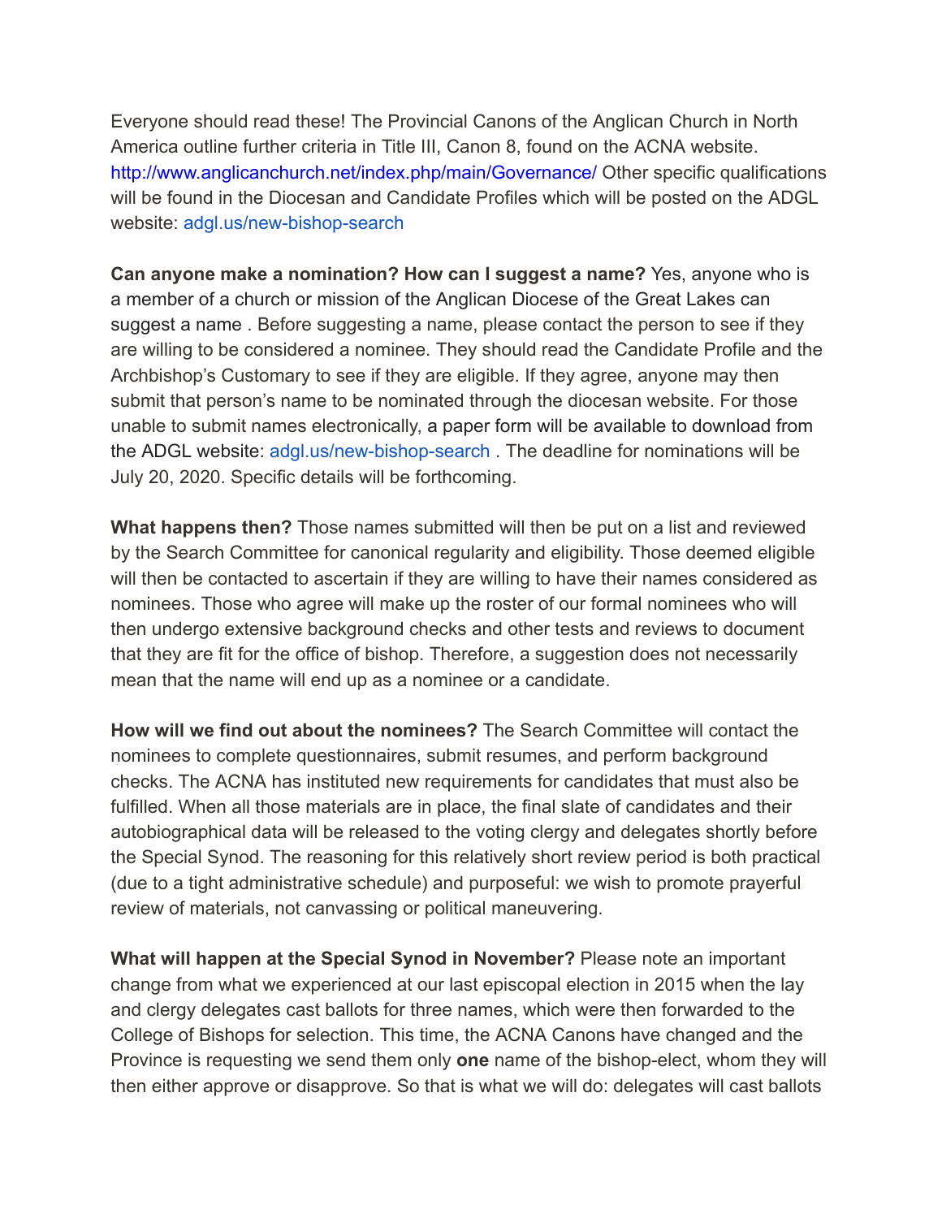Everyone should read these! The Provincial Canons of the Anglican Church in North America outline further criteria in Title III, Canon 8, found on the ACNA website. http://www.anglicanchurch.net/index.php/main/Governance/ Other specific qualifications will be found in the Diocesan and Candidate Profiles which will be posted on the ADGL website: adgl.us/new-bishop-search

**Can anyone make a nomination? How can I suggest a name?** Yes, anyone who is a member of a church or mission of the Anglican Diocese of the Great Lakes can suggest a name . Before suggesting a name, please contact the person to see if they are willing to be considered a nominee. They should read the Candidate Profile and the Archbishop's Customary to see if they are eligible. If they agree, anyone may then submit that person's name to be nominated through the diocesan website. For those unable to submit names electronically, a paper form will be available to download from the ADGL website: adgl.us/new-bishop-search . The deadline for nominations will be July 20, 2020. Specific details will be forthcoming.

**What happens then?** Those names submitted will then be put on a list and reviewed by the Search Committee for canonical regularity and eligibility. Those deemed eligible will then be contacted to ascertain if they are willing to have their names considered as nominees. Those who agree will make up the roster of our formal nominees who will then undergo extensive background checks and other tests and reviews to document that they are fit for the office of bishop. Therefore, a suggestion does not necessarily mean that the name will end up as a nominee or a candidate.

**How will we find out about the nominees?** The Search Committee will contact the nominees to complete questionnaires, submit resumes, and perform background checks. The ACNA has instituted new requirements for candidates that must also be fulfilled. When all those materials are in place, the final slate of candidates and their autobiographical data will be released to the voting clergy and delegates shortly before the Special Synod. The reasoning for this relatively short review period is both practical (due to a tight administrative schedule) and purposeful: we wish to promote prayerful review of materials, not canvassing or political maneuvering.

**What will happen at the Special Synod in November?** Please note an important change from what we experienced at our last episcopal election in 2015 when the lay and clergy delegates cast ballots for three names, which were then forwarded to the College of Bishops for selection. This time, the ACNA Canons have changed and the Province is requesting we send them only **one** name of the bishop-elect, whom they will then either approve or disapprove. So that is what we will do: delegates will cast ballots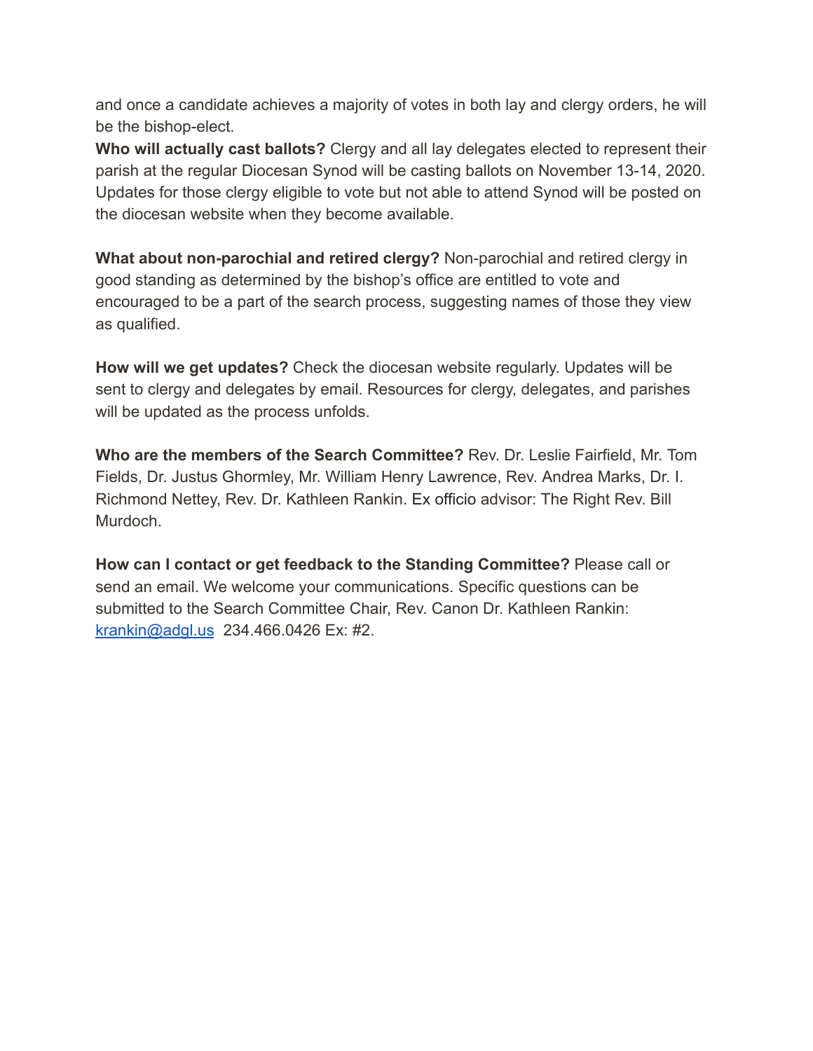and once a candidate achieves a majority of votes in both lay and clergy orders, he will be the bishop-elect.

**Who will actually cast ballots?** Clergy and all lay delegates elected to represent their parish at the regular Diocesan Synod will be casting ballots on November 13-14, 2020. Updates for those clergy eligible to vote but not able to attend Synod will be posted on the diocesan website when they become available.

**What about non-parochial and retired clergy?** Non-parochial and retired clergy in good standing as determined by the bishop's office are entitled to vote and encouraged to be a part of the search process, suggesting names of those they view as qualified.

**How will we get updates?** Check the diocesan website regularly. Updates will be sent to clergy and delegates by email. Resources for clergy, delegates, and parishes will be updated as the process unfolds.

**Who are the members of the Search Committee?** Rev. Dr. Leslie Fairfield, Mr. Tom Fields, Dr. Justus Ghormley, Mr. William Henry Lawrence, Rev. Andrea Marks, Dr. I. Richmond Nettey, Rev. Dr. Kathleen Rankin. Ex officio advisor: The Right Rev. Bill Murdoch.

**How can I contact or get feedback to the Standing Committee?** Please call or send an email. We welcome your communications. Specific questions can be submitted to the Search Committee Chair, Rev. Canon Dr. Kathleen Rankin: [krankin@adgl.us](mailto:krankin@adgl.us) 234.466.0426 Ex: #2.